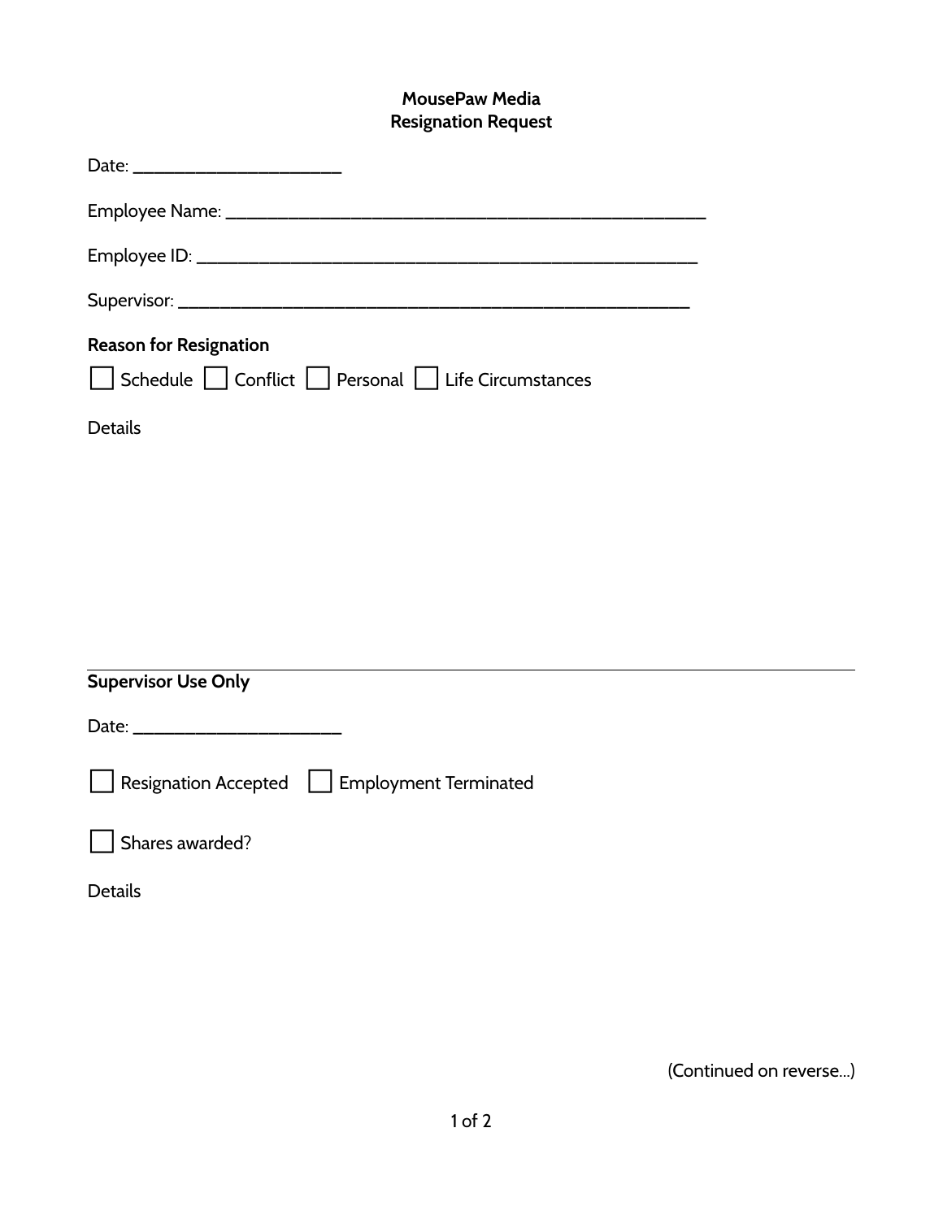**MousePaw Media**
**Resignation Request**

Date: ______________________

Employee Name: ___________________________________________________

Employee ID: _____________________________________________________

Supervisor: ______________________________________________________

**Reason for Resignation**

☐ Schedule ☐ Conflict ☐ Personal ☐ Life Circumstances

Details

---

**Supervisor Use Only**

Date: ______________________

☐ Resignation Accepted ☐ Employment Terminated

☐ Shares awarded?

Details

(Continued on reverse...)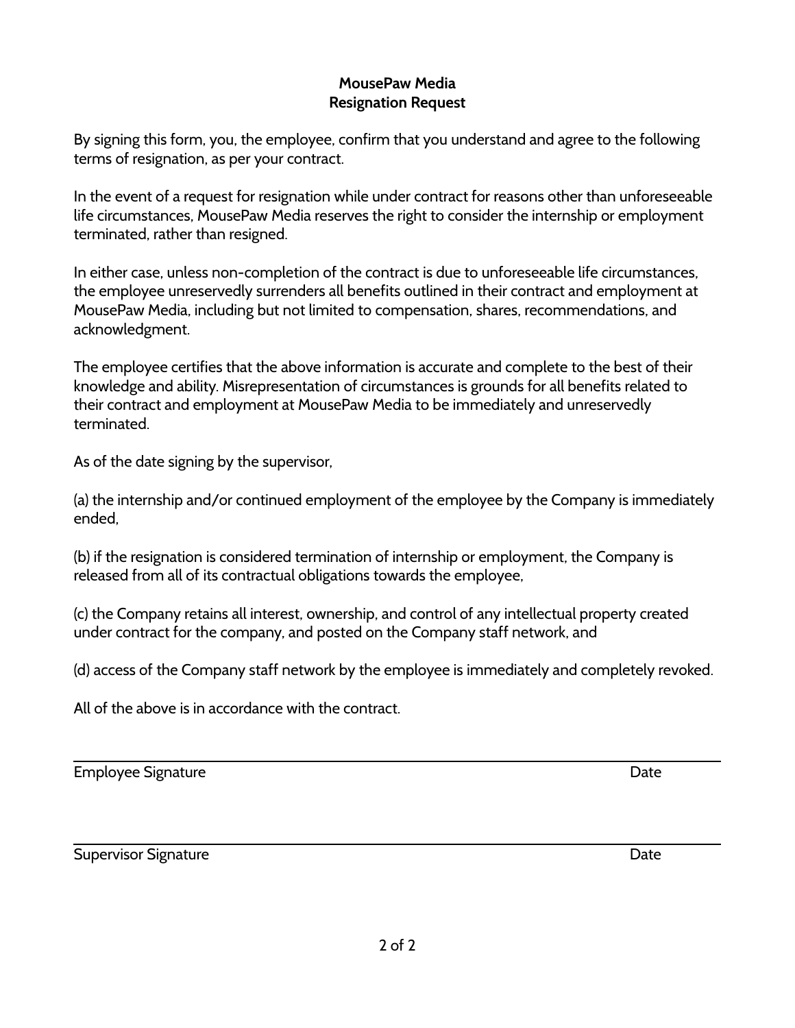**MousePaw Media**
**Resignation Request**

By signing this form, you, the employee, confirm that you understand and agree to the following terms of resignation, as per your contract.

In the event of a request for resignation while under contract for reasons other than unforeseeable life circumstances, MousePaw Media reserves the right to consider the internship or employment terminated, rather than resigned.

In either case, unless non-completion of the contract is due to unforeseeable life circumstances, the employee unreservedly surrenders all benefits outlined in their contract and employment at MousePaw Media, including but not limited to compensation, shares, recommendations, and acknowledgment.

The employee certifies that the above information is accurate and complete to the best of their knowledge and ability. Misrepresentation of circumstances is grounds for all benefits related to their contract and employment at MousePaw Media to be immediately and unreservedly terminated.

As of the date signing by the supervisor,

(a) the internship and/or continued employment of the employee by the Company is immediately ended,

(b) if the resignation is considered termination of internship or employment, the Company is released from all of its contractual obligations towards the employee,

(c) the Company retains all interest, ownership, and control of any intellectual property created under contract for the company, and posted on the Company staff network, and

(d) access of the Company staff network by the employee is immediately and completely revoked.

All of the above is in accordance with the contract.

______________________________________________________________________________

Employee Signature Date

______________________________________________________________________________

Supervisor Signature Date